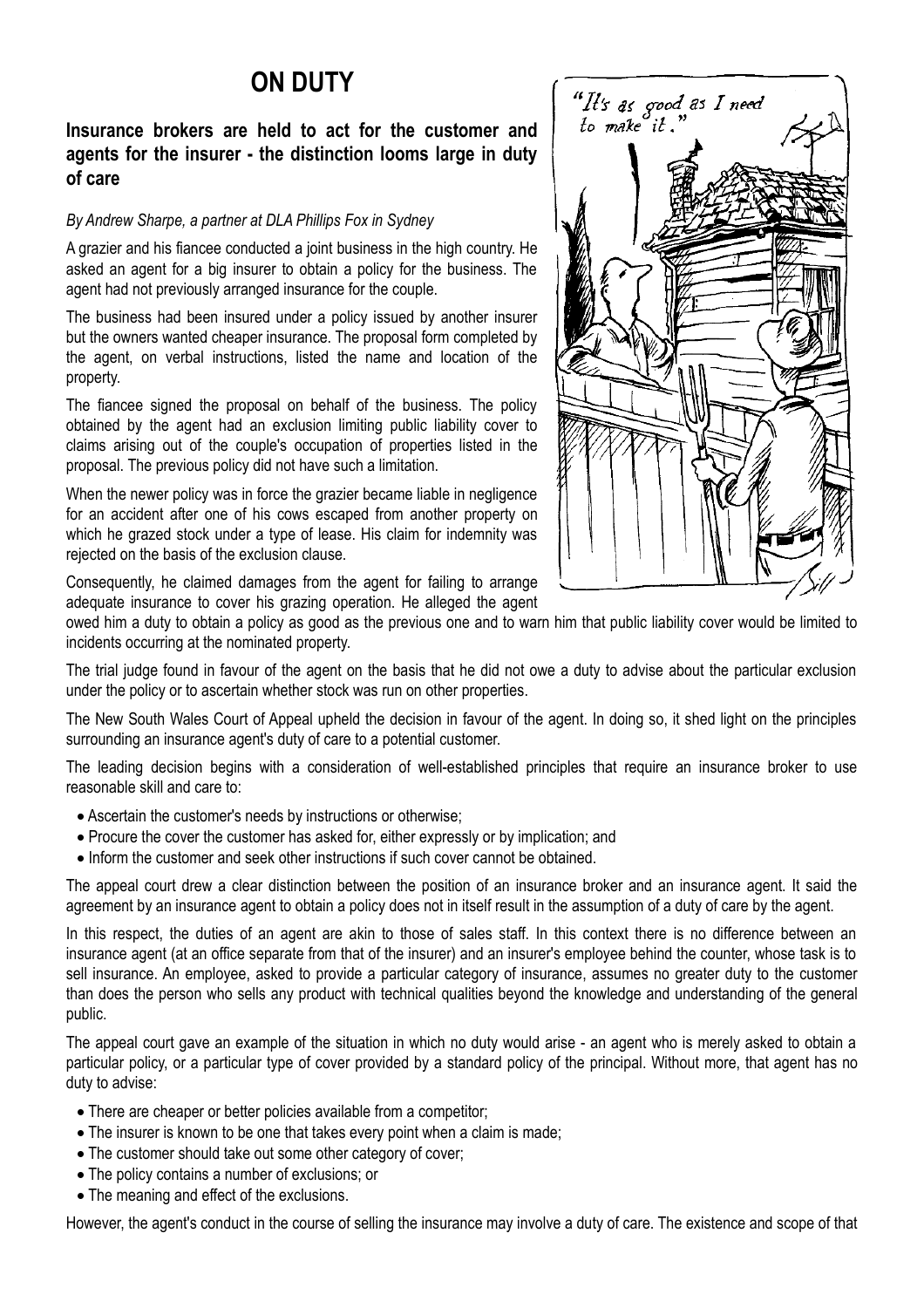# ON DUTY

### Insurance brokers are held to act for the customer and agents for the insurer - the distinction looms large in duty of care

*By Andrew Sharpe, a partner at DLA Phillips Fox in Sydney*

A grazier and his fiancee conducted a joint business in the high country. He asked an agent for a big insurer to obtain a policy for the business. The agent had not previously arranged insurance for the couple.

The business had been insured under a policy issued by another insurer but the owners wanted cheaper insurance. The proposal form completed by the agent, on verbal instructions, listed the name and location of the property.

The fiancee signed the proposal on behalf of the business. The policy obtained by the agent had an exclusion limiting public liability cover to claims arising out of the couple's occupation of properties listed in the proposal. The previous policy did not have such a limitation.

When the newer policy was in force the grazier became liable in negligence for an accident after one of his cows escaped from another property on which he grazed stock under a type of lease. His claim for indemnity was rejected on the basis of the exclusion clause.

Consequently, he claimed damages from the agent for failing to arrange adequate insurance to cover his grazing operation. He alleged the agent owed him a duty to obtain a policy as good as the previous one and to warn him that public liability cover would be limited to incidents occurring at the nominated property.

The trial judge found in favour of the agent on the basis that he did not owe a duty to advise about the particular exclusion under the policy or to ascertain whether stock was run on other properties.

The New South Wales Court of Appeal upheld the decision in favour of the agent. In doing so, it shed light on the principles surrounding an insurance agent's duty of care to a potential customer.

The leading decision begins with a consideration of well-established principles that require an insurance broker to use reasonable skill and care to:

- Ascertain the customer's needs by instructions or otherwise;
- Procure the cover the customer has asked for, either expressly or by implication; and
- Inform the customer and seek other instructions if such cover cannot be obtained.

The appeal court drew a clear distinction between the position of an insurance broker and an insurance agent. It said the agreement by an insurance agent to obtain a policy does not in itself result in the assumption of a duty of care by the agent.

In this respect, the duties of an agent are akin to those of sales staff. In this context there is no difference between an insurance agent (at an office separate from that of the insurer) and an insurer's employee behind the counter, whose task is to sell insurance. An employee, asked to provide a particular category of insurance, assumes no greater duty to the customer than does the person who sells any product with technical qualities beyond the knowledge and understanding of the general public.

The appeal court gave an example of the situation in which no duty would arise - an agent who is merely asked to obtain a particular policy, or a particular type of cover provided by a standard policy of the principal. Without more, that agent has no duty to advise:

- There are cheaper or better policies available from a competitor;
- The insurer is known to be one that takes every point when a claim is made;
- The customer should take out some other category of cover;
- The policy contains a number of exclusions; or
- The meaning and effect of the exclusions.

However, the agent's conduct in the course of selling the insurance may involve a duty of care. The existence and scope of that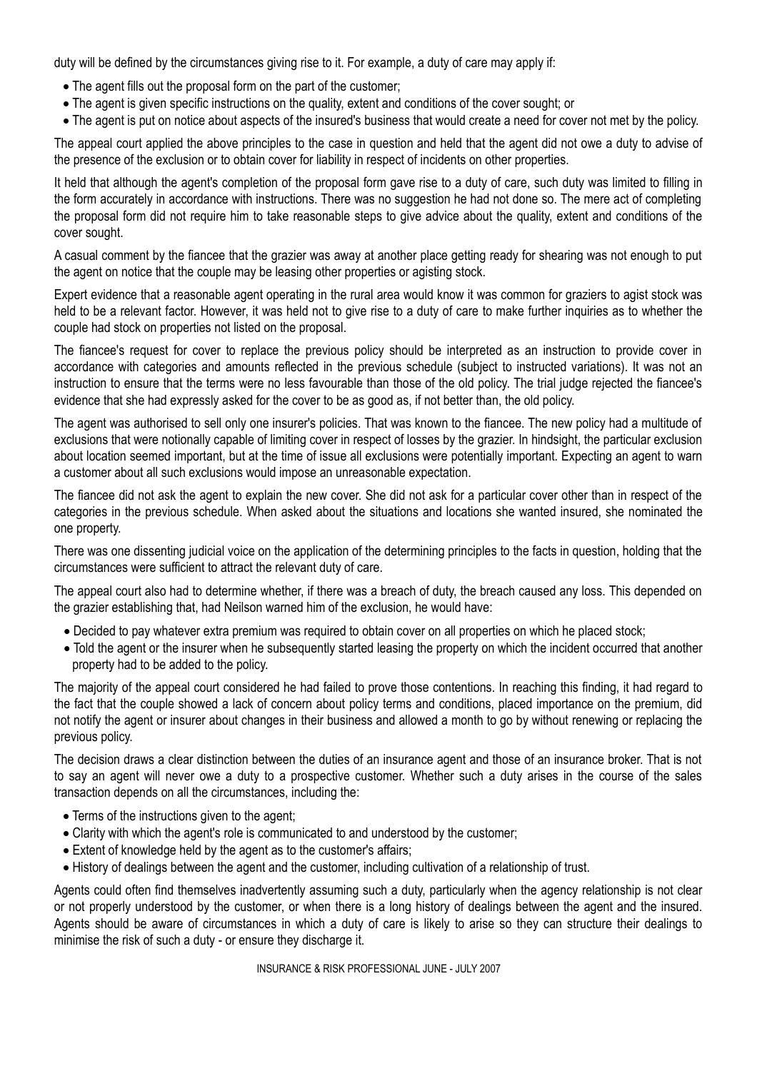duty will be defined by the circumstances giving rise to it. For example, a duty of care may apply if:

- The agent fills out the proposal form on the part of the customer;
- The agent is given specific instructions on the quality, extent and conditions of the cover sought; or
- The agent is put on notice about aspects of the insured's business that would create a need for cover not met by the policy.

The appeal court applied the above principles to the case in question and held that the agent did not owe a duty to advise of the presence of the exclusion or to obtain cover for liability in respect of incidents on other properties.

It held that although the agent's completion of the proposal form gave rise to a duty of care, such duty was limited to filling in the form accurately in accordance with instructions. There was no suggestion he had not done so. The mere act of completing the proposal form did not require him to take reasonable steps to give advice about the quality, extent and conditions of the cover sought.

A casual comment by the fiancee that the grazier was away at another place getting ready for shearing was not enough to put the agent on notice that the couple may be leasing other properties or agisting stock.

Expert evidence that a reasonable agent operating in the rural area would know it was common for graziers to agist stock was held to be a relevant factor. However, it was held not to give rise to a duty of care to make further inquiries as to whether the couple had stock on properties not listed on the proposal.

The fiancee's request for cover to replace the previous policy should be interpreted as an instruction to provide cover in accordance with categories and amounts reflected in the previous schedule (subject to instructed variations). It was not an instruction to ensure that the terms were no less favourable than those of the old policy. The trial judge rejected the fiancee's evidence that she had expressly asked for the cover to be as good as, if not better than, the old policy.

The agent was authorised to sell only one insurer's policies. That was known to the fiancee. The new policy had a multitude of exclusions that were notionally capable of limiting cover in respect of losses by the grazier. In hindsight, the particular exclusion about location seemed important, but at the time of issue all exclusions were potentially important. Expecting an agent to warn a customer about all such exclusions would impose an unreasonable expectation.

The fiancee did not ask the agent to explain the new cover. She did not ask for a particular cover other than in respect of the categories in the previous schedule. When asked about the situations and locations she wanted insured, she nominated the one property.

There was one dissenting judicial voice on the application of the determining principles to the facts in question, holding that the circumstances were sufficient to attract the relevant duty of care.

The appeal court also had to determine whether, if there was a breach of duty, the breach caused any loss. This depended on the grazier establishing that, had Neilson warned him of the exclusion, he would have:

- Decided to pay whatever extra premium was required to obtain cover on all properties on which he placed stock;
- Told the agent or the insurer when he subsequently started leasing the property on which the incident occurred that another property had to be added to the policy.

The majority of the appeal court considered he had failed to prove those contentions. In reaching this finding, it had regard to the fact that the couple showed a lack of concern about policy terms and conditions, placed importance on the premium, did not notify the agent or insurer about changes in their business and allowed a month to go by without renewing or replacing the previous policy.

The decision draws a clear distinction between the duties of an insurance agent and those of an insurance broker. That is not to say an agent will never owe a duty to a prospective customer. Whether such a duty arises in the course of the sales transaction depends on all the circumstances, including the:

- Terms of the instructions given to the agent;
- Clarity with which the agent's role is communicated to and understood by the customer;
- Extent of knowledge held by the agent as to the customer's affairs;
- History of dealings between the agent and the customer, including cultivation of a relationship of trust.

Agents could often find themselves inadvertently assuming such a duty, particularly when the agency relationship is not clear or not properly understood by the customer, or when there is a long history of dealings between the agent and the insured. Agents should be aware of circumstances in which a duty of care is likely to arise so they can structure their dealings to minimise the risk of such a duty - or ensure they discharge it.

INSURANCE & RISK PROFESSIONAL JUNE - JULY 2007